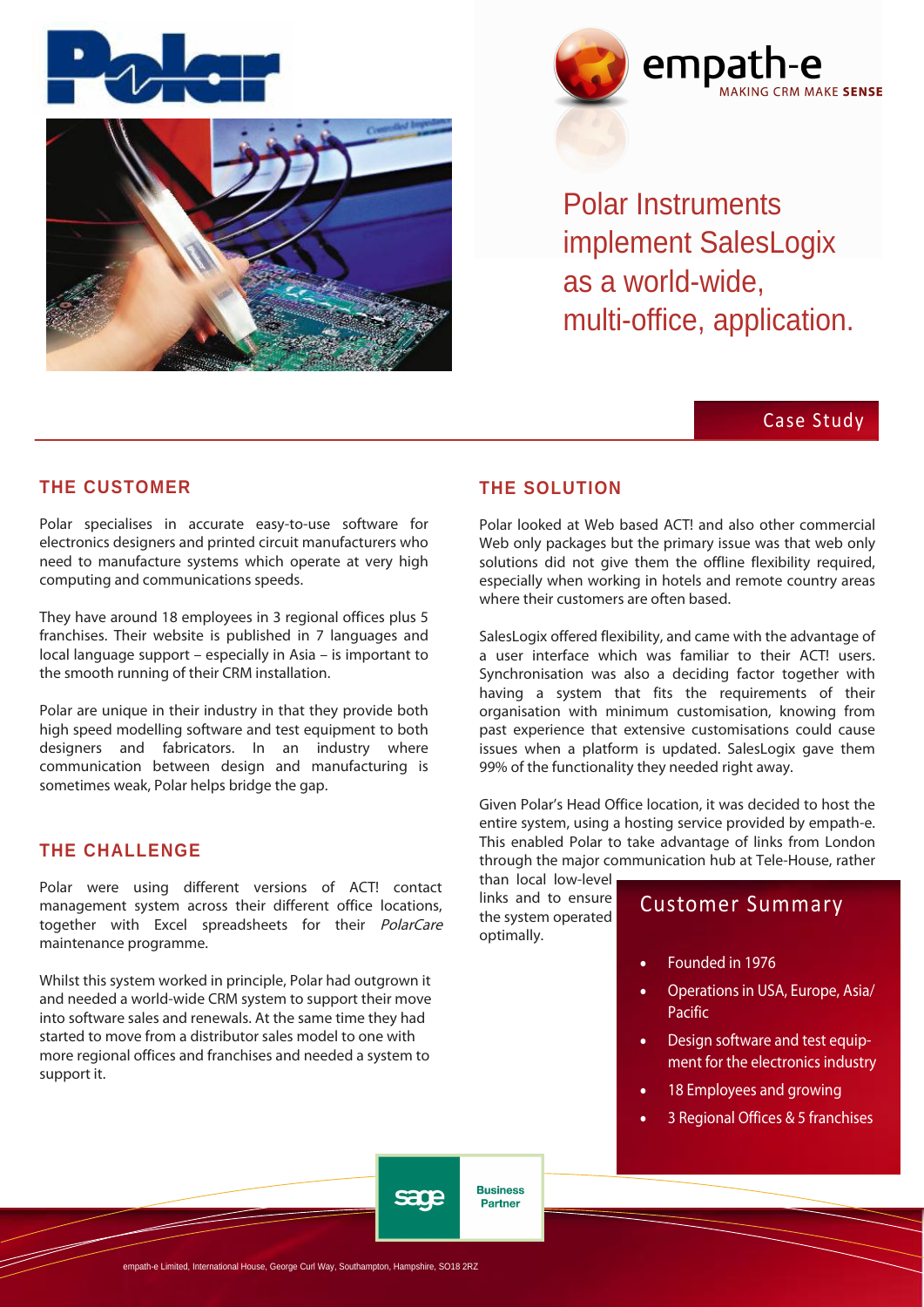# Polar Instruments implement SalesLogix as a world-wide, multi-office, application.

empath-e
MAKING CRM MAKE **SENSE**

Case Study

## THE CUSTOMER

Polar specialises in accurate easy-to-use software for electronics designers and printed circuit manufacturers who need to manufacture systems which operate at very high computing and communications speeds.

They have around 18 employees in 3 regional offices plus 5 franchises. Their website is published in 7 languages and local language support – especially in Asia – is important to the smooth running of their CRM installation.

Polar are unique in their industry in that they provide both high speed modelling software and test equipment to both designers and fabricators. In an industry where communication between design and manufacturing is sometimes weak, Polar helps bridge the gap.

## THE CHALLENGE

Polar were using different versions of ACT! contact management system across their different office locations, together with Excel spreadsheets for their *PolarCare* maintenance programme.

Whilst this system worked in principle, Polar had outgrown it and needed a world-wide CRM system to support their move into software sales and renewals. At the same time they had started to move from a distributor sales model to one with more regional offices and franchises and needed a system to support it.

## THE SOLUTION

Polar looked at Web based ACT! and also other commercial Web only packages but the primary issue was that web only solutions did not give them the offline flexibility required, especially when working in hotels and remote country areas where their customers are often based.

SalesLogix offered flexibility, and came with the advantage of a user interface which was familiar to their ACT! users. Synchronisation was also a deciding factor together with having a system that fits the requirements of their organisation with minimum customisation, knowing from past experience that extensive customisations could cause issues when a platform is updated. SalesLogix gave them 99% of the functionality they needed right away.

Given Polar's Head Office location, it was decided to host the entire system, using a hosting service provided by empath-e. This enabled Polar to take advantage of links from London through the major communication hub at Tele-House, rather than local low-level links and to ensure the system operated optimally.

## Customer Summary

- Founded in 1976
- Operations in USA, Europe, Asia/ Pacific
- Design software and test equipment for the electronics industry
- 18 Employees and growing
- 3 Regional Offices & 5 franchises

sage Business Partner

empath-e Limited, International House, George Curl Way, Southampton, Hampshire, SO18 2RZ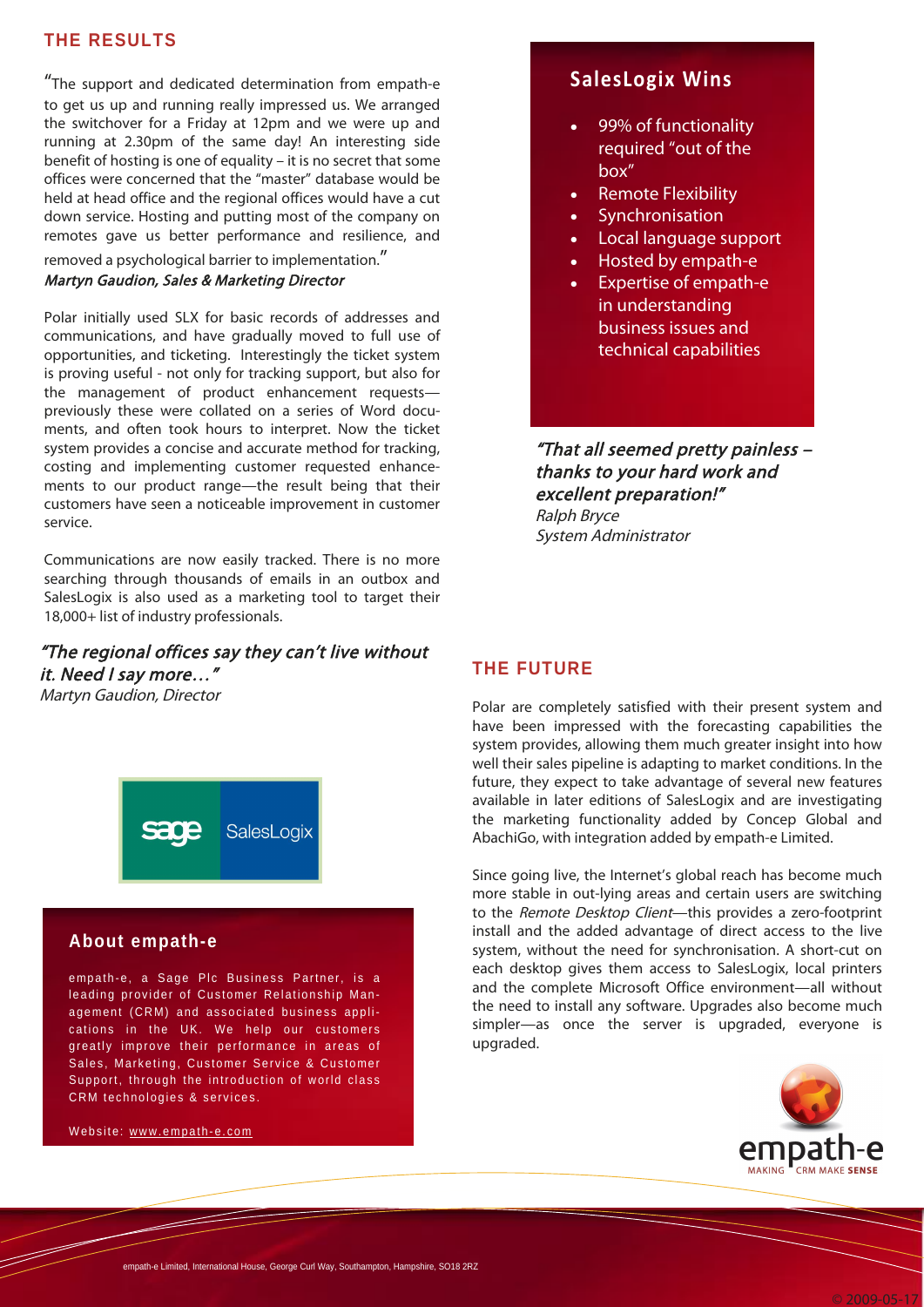## THE RESULTS

"The support and dedicated determination from empath-e to get us up and running really impressed us. We arranged the switchover for a Friday at 12pm and we were up and running at 2.30pm of the same day! An interesting side benefit of hosting is one of equality – it is no secret that some offices were concerned that the "master" database would be held at head office and the regional offices would have a cut down service. Hosting and putting most of the company on remotes gave us better performance and resilience, and removed a psychological barrier to implementation."
*Martyn Gaudion, Sales & Marketing Director*

Polar initially used SLX for basic records of addresses and communications, and have gradually moved to full use of opportunities, and ticketing. Interestingly the ticket system is proving useful - not only for tracking support, but also for the management of product enhancement requests—previously these were collated on a series of Word documents, and often took hours to interpret. Now the ticket system provides a concise and accurate method for tracking, costing and implementing customer requested enhancements to our product range—the result being that their customers have seen a noticeable improvement in customer service.

Communications are now easily tracked. There is no more searching through thousands of emails in an outbox and SalesLogix is also used as a marketing tool to target their 18,000+ list of industry professionals.

*"The regional offices say they can't live without it. Need I say more…"*
*Martyn Gaudion, Director*

sage SalesLogix

### About empath-e

empath-e, a Sage Plc Business Partner, is a leading provider of Customer Relationship Management (CRM) and associated business applications in the UK. We help our customers greatly improve their performance in areas of Sales, Marketing, Customer Service & Customer Support, through the introduction of world class CRM technologies & services.

Website: www.empath-e.com

### SalesLogix Wins

- 99% of functionality required "out of the box"
- Remote Flexibility
- Synchronisation
- Local language support
- Hosted by empath-e
- Expertise of empath-e in understanding business issues and technical capabilities

*"That all seemed pretty painless – thanks to your hard work and excellent preparation!"*
*Ralph Bryce*
*System Administrator*

## THE FUTURE

Polar are completely satisfied with their present system and have been impressed with the forecasting capabilities the system provides, allowing them much greater insight into how well their sales pipeline is adapting to market conditions. In the future, they expect to take advantage of several new features available in later editions of SalesLogix and are investigating the marketing functionality added by Concep Global and AbachiGo, with integration added by empath-e Limited.

Since going live, the Internet's global reach has become much more stable in out-lying areas and certain users are switching to the *Remote Desktop Client*—this provides a zero-footprint install and the added advantage of direct access to the live system, without the need for synchronisation. A short-cut on each desktop gives them access to SalesLogix, local printers and the complete Microsoft Office environment—all without the need to install any software. Upgrades also become much simpler—as once the server is upgraded, everyone is upgraded.

empath-e
MAKING CRM MAKE SENSE

empath-e Limited, International House, George Curl Way, Southampton, Hampshire, SO18 2RZ

© 2009-05-17